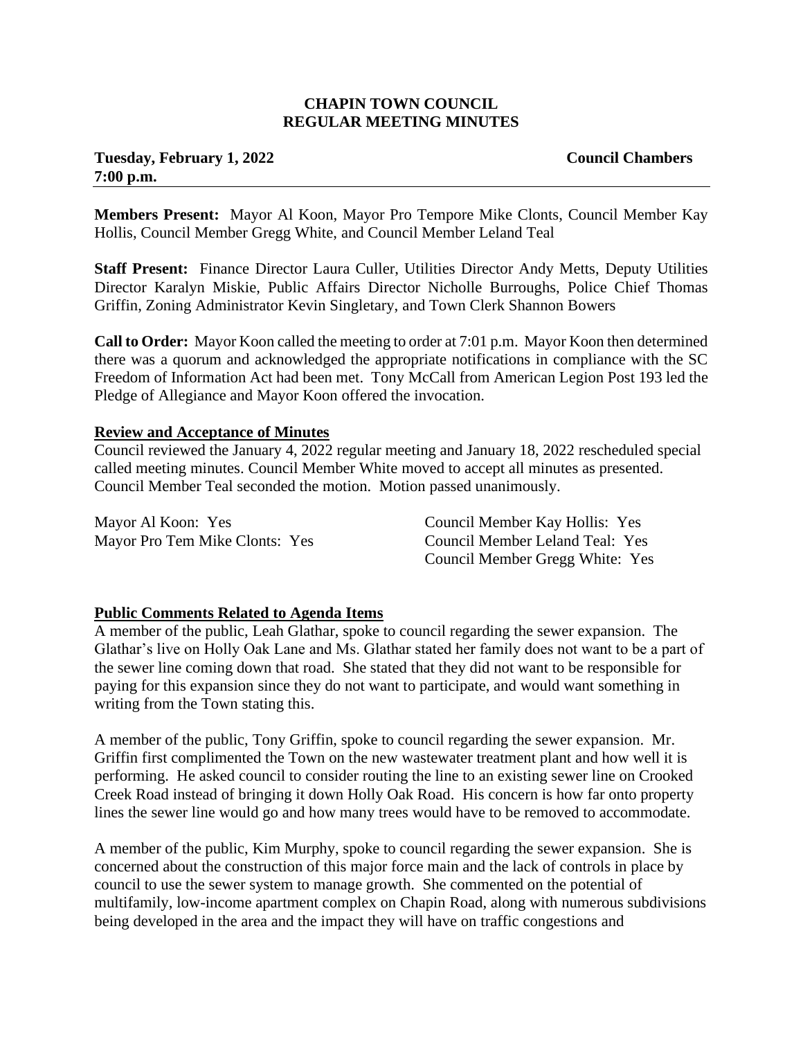**CHAPIN TOWN COUNCIL**
**REGULAR MEETING MINUTES**

**Tuesday, February 1, 2022** **Council Chambers**
**7:00 p.m.**

---

**Members Present:** Mayor Al Koon, Mayor Pro Tempore Mike Clonts, Council Member Kay Hollis, Council Member Gregg White, and Council Member Leland Teal

**Staff Present:** Finance Director Laura Culler, Utilities Director Andy Metts, Deputy Utilities Director Karalyn Miskie, Public Affairs Director Nicholle Burroughs, Police Chief Thomas Griffin, Zoning Administrator Kevin Singletary, and Town Clerk Shannon Bowers

**Call to Order:** Mayor Koon called the meeting to order at 7:01 p.m. Mayor Koon then determined there was a quorum and acknowledged the appropriate notifications in compliance with the SC Freedom of Information Act had been met. Tony McCall from American Legion Post 193 led the Pledge of Allegiance and Mayor Koon offered the invocation.

**Review and Acceptance of Minutes**

Council reviewed the January 4, 2022 regular meeting and January 18, 2022 rescheduled special called meeting minutes. Council Member White moved to accept all minutes as presented. Council Member Teal seconded the motion. Motion passed unanimously.

Mayor Al Koon: Yes
Mayor Pro Tem Mike Clonts: Yes
Council Member Kay Hollis: Yes
Council Member Leland Teal: Yes
Council Member Gregg White: Yes

**Public Comments Related to Agenda Items**

A member of the public, Leah Glathar, spoke to council regarding the sewer expansion. The Glathar's live on Holly Oak Lane and Ms. Glathar stated her family does not want to be a part of the sewer line coming down that road. She stated that they did not want to be responsible for paying for this expansion since they do not want to participate, and would want something in writing from the Town stating this.

A member of the public, Tony Griffin, spoke to council regarding the sewer expansion. Mr. Griffin first complimented the Town on the new wastewater treatment plant and how well it is performing. He asked council to consider routing the line to an existing sewer line on Crooked Creek Road instead of bringing it down Holly Oak Road. His concern is how far onto property lines the sewer line would go and how many trees would have to be removed to accommodate.

A member of the public, Kim Murphy, spoke to council regarding the sewer expansion. She is concerned about the construction of this major force main and the lack of controls in place by council to use the sewer system to manage growth. She commented on the potential of multifamily, low-income apartment complex on Chapin Road, along with numerous subdivisions being developed in the area and the impact they will have on traffic congestions and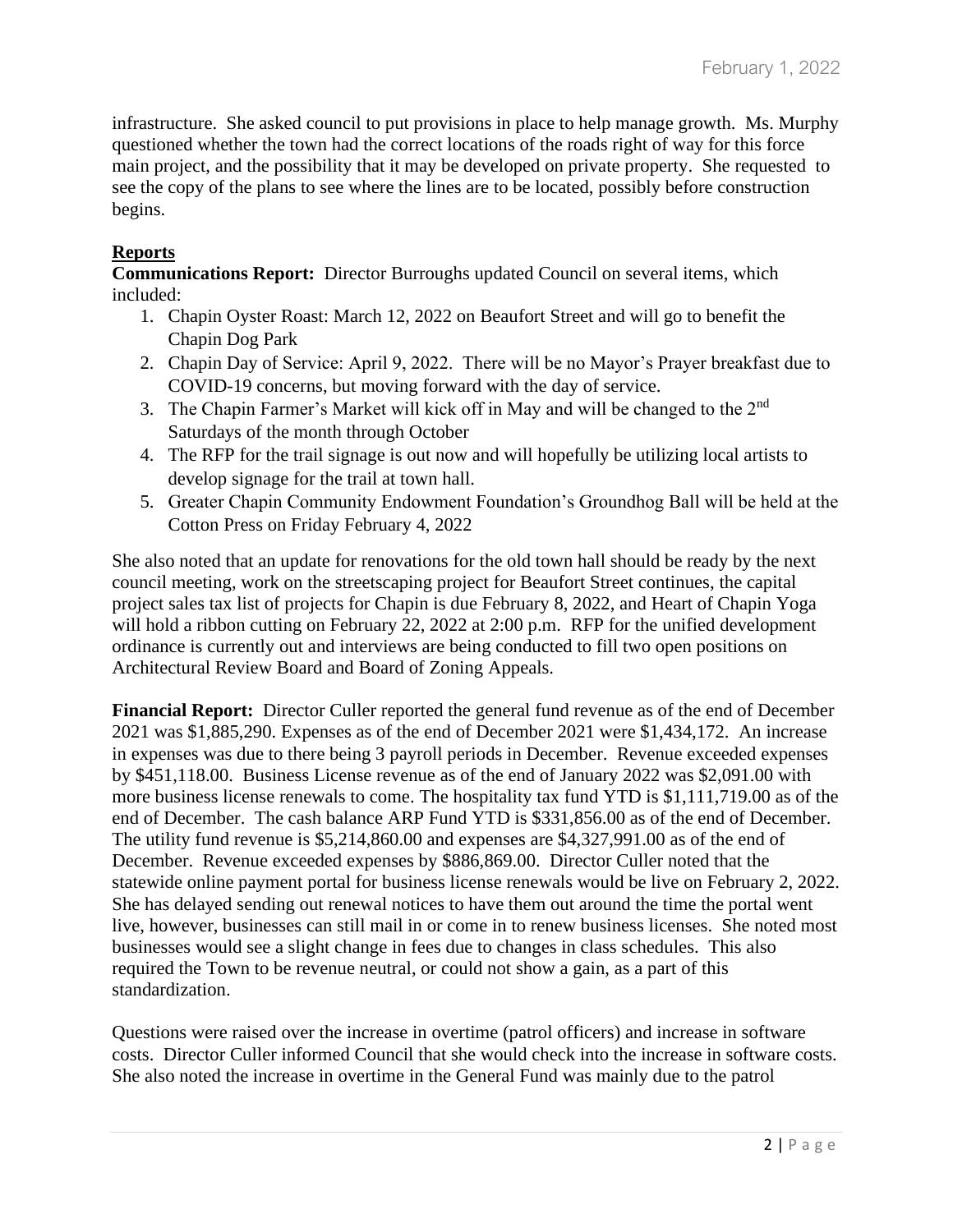infrastructure. She asked council to put provisions in place to help manage growth. Ms. Murphy questioned whether the town had the correct locations of the roads right of way for this force main project, and the possibility that it may be developed on private property. She requested to see the copy of the plans to see where the lines are to be located, possibly before construction begins.

## Reports

**Communications Report:** Director Burroughs updated Council on several items, which included:

1. Chapin Oyster Roast: March 12, 2022 on Beaufort Street and will go to benefit the Chapin Dog Park
2. Chapin Day of Service: April 9, 2022. There will be no Mayor's Prayer breakfast due to COVID-19 concerns, but moving forward with the day of service.
3. The Chapin Farmer's Market will kick off in May and will be changed to the 2nd Saturdays of the month through October
4. The RFP for the trail signage is out now and will hopefully be utilizing local artists to develop signage for the trail at town hall.
5. Greater Chapin Community Endowment Foundation's Groundhog Ball will be held at the Cotton Press on Friday February 4, 2022

She also noted that an update for renovations for the old town hall should be ready by the next council meeting, work on the streetscaping project for Beaufort Street continues, the capital project sales tax list of projects for Chapin is due February 8, 2022, and Heart of Chapin Yoga will hold a ribbon cutting on February 22, 2022 at 2:00 p.m. RFP for the unified development ordinance is currently out and interviews are being conducted to fill two open positions on Architectural Review Board and Board of Zoning Appeals.

**Financial Report:** Director Culler reported the general fund revenue as of the end of December 2021 was $1,885,290. Expenses as of the end of December 2021 were $1,434,172. An increase in expenses was due to there being 3 payroll periods in December. Revenue exceeded expenses by $451,118.00. Business License revenue as of the end of January 2022 was $2,091.00 with more business license renewals to come. The hospitality tax fund YTD is $1,111,719.00 as of the end of December. The cash balance ARP Fund YTD is $331,856.00 as of the end of December. The utility fund revenue is $5,214,860.00 and expenses are $4,327,991.00 as of the end of December. Revenue exceeded expenses by $886,869.00. Director Culler noted that the statewide online payment portal for business license renewals would be live on February 2, 2022. She has delayed sending out renewal notices to have them out around the time the portal went live, however, businesses can still mail in or come in to renew business licenses. She noted most businesses would see a slight change in fees due to changes in class schedules. This also required the Town to be revenue neutral, or could not show a gain, as a part of this standardization.

Questions were raised over the increase in overtime (patrol officers) and increase in software costs. Director Culler informed Council that she would check into the increase in software costs. She also noted the increase in overtime in the General Fund was mainly due to the patrol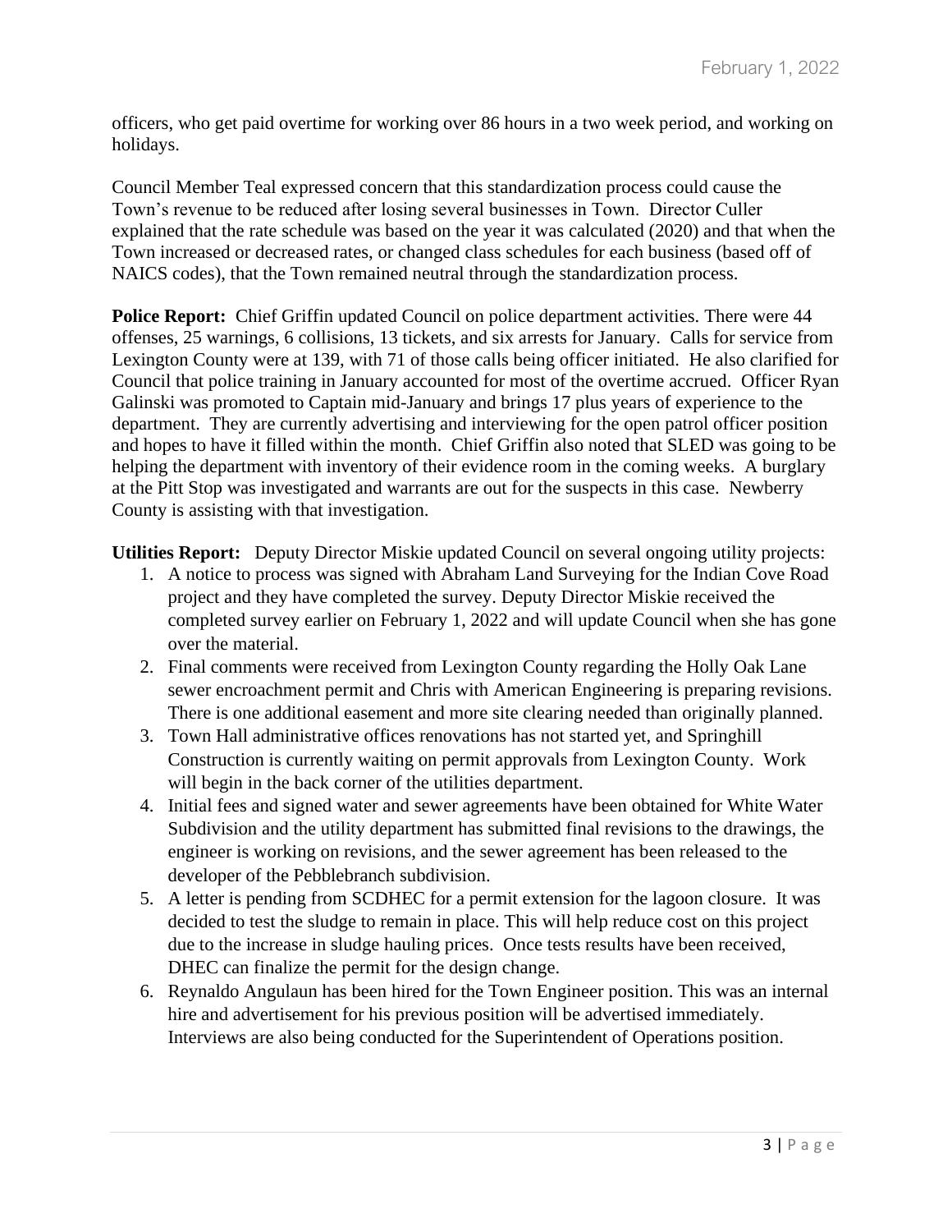officers, who get paid overtime for working over 86 hours in a two week period, and working on holidays.

Council Member Teal expressed concern that this standardization process could cause the Town's revenue to be reduced after losing several businesses in Town. Director Culler explained that the rate schedule was based on the year it was calculated (2020) and that when the Town increased or decreased rates, or changed class schedules for each business (based off of NAICS codes), that the Town remained neutral through the standardization process.

**Police Report:** Chief Griffin updated Council on police department activities. There were 44 offenses, 25 warnings, 6 collisions, 13 tickets, and six arrests for January. Calls for service from Lexington County were at 139, with 71 of those calls being officer initiated. He also clarified for Council that police training in January accounted for most of the overtime accrued. Officer Ryan Galinski was promoted to Captain mid-January and brings 17 plus years of experience to the department. They are currently advertising and interviewing for the open patrol officer position and hopes to have it filled within the month. Chief Griffin also noted that SLED was going to be helping the department with inventory of their evidence room in the coming weeks. A burglary at the Pitt Stop was investigated and warrants are out for the suspects in this case. Newberry County is assisting with that investigation.

**Utilities Report:** Deputy Director Miskie updated Council on several ongoing utility projects:

1. A notice to process was signed with Abraham Land Surveying for the Indian Cove Road project and they have completed the survey. Deputy Director Miskie received the completed survey earlier on February 1, 2022 and will update Council when she has gone over the material.
2. Final comments were received from Lexington County regarding the Holly Oak Lane sewer encroachment permit and Chris with American Engineering is preparing revisions. There is one additional easement and more site clearing needed than originally planned.
3. Town Hall administrative offices renovations has not started yet, and Springhill Construction is currently waiting on permit approvals from Lexington County. Work will begin in the back corner of the utilities department.
4. Initial fees and signed water and sewer agreements have been obtained for White Water Subdivision and the utility department has submitted final revisions to the drawings, the engineer is working on revisions, and the sewer agreement has been released to the developer of the Pebblebranch subdivision.
5. A letter is pending from SCDHEC for a permit extension for the lagoon closure. It was decided to test the sludge to remain in place. This will help reduce cost on this project due to the increase in sludge hauling prices. Once tests results have been received, DHEC can finalize the permit for the design change.
6. Reynaldo Angulaun has been hired for the Town Engineer position. This was an internal hire and advertisement for his previous position will be advertised immediately. Interviews are also being conducted for the Superintendent of Operations position.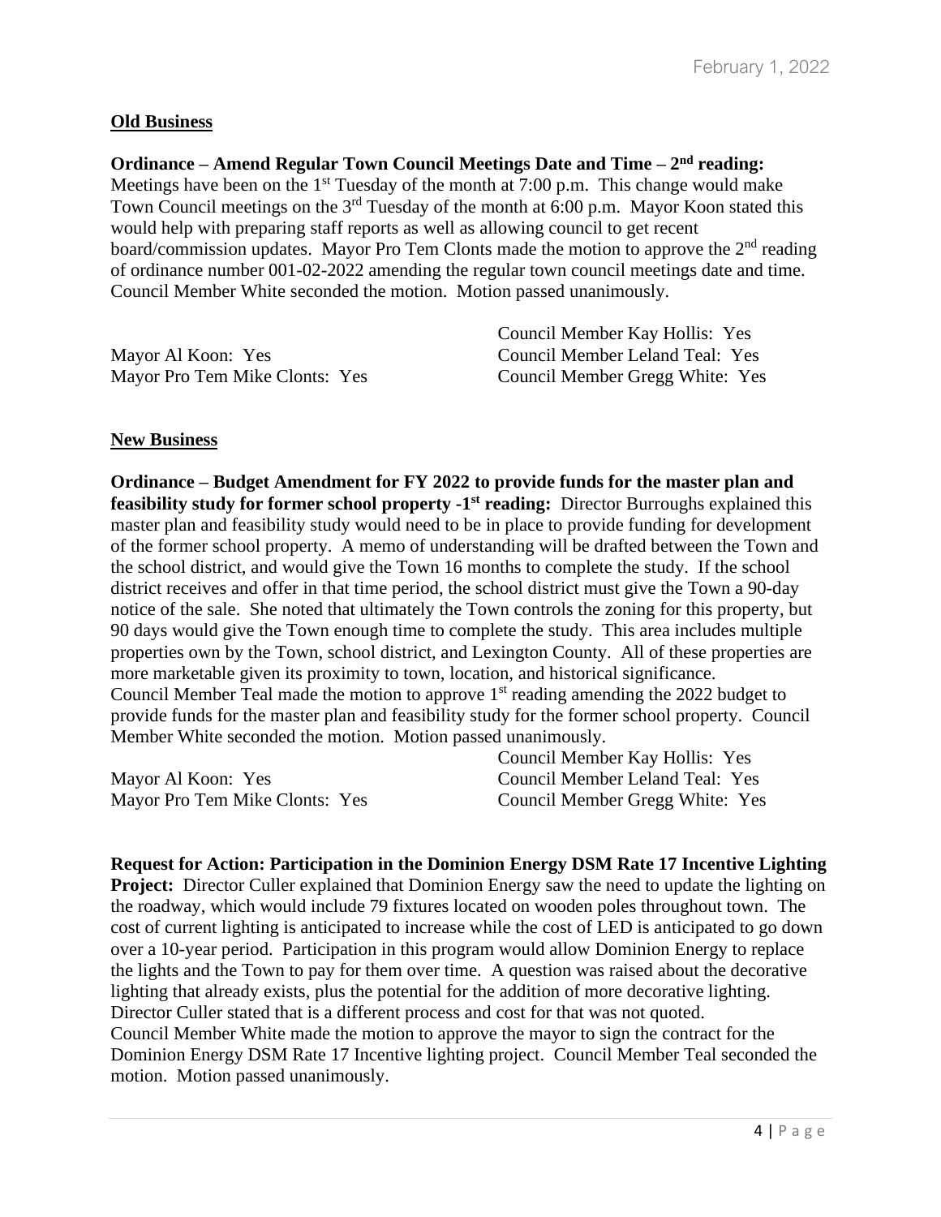**Old Business**

**Ordinance – Amend Regular Town Council Meetings Date and Time – 2nd reading:** Meetings have been on the 1st Tuesday of the month at 7:00 p.m. This change would make Town Council meetings on the 3rd Tuesday of the month at 6:00 p.m. Mayor Koon stated this would help with preparing staff reports as well as allowing council to get recent board/commission updates. Mayor Pro Tem Clonts made the motion to approve the 2nd reading of ordinance number 001-02-2022 amending the regular town council meetings date and time. Council Member White seconded the motion. Motion passed unanimously.

Mayor Al Koon: Yes
Mayor Pro Tem Mike Clonts: Yes
Council Member Kay Hollis: Yes
Council Member Leland Teal: Yes
Council Member Gregg White: Yes

**New Business**

**Ordinance – Budget Amendment for FY 2022 to provide funds for the master plan and feasibility study for former school property -1st reading:** Director Burroughs explained this master plan and feasibility study would need to be in place to provide funding for development of the former school property. A memo of understanding will be drafted between the Town and the school district, and would give the Town 16 months to complete the study. If the school district receives and offer in that time period, the school district must give the Town a 90-day notice of the sale. She noted that ultimately the Town controls the zoning for this property, but 90 days would give the Town enough time to complete the study. This area includes multiple properties own by the Town, school district, and Lexington County. All of these properties are more marketable given its proximity to town, location, and historical significance.
Council Member Teal made the motion to approve 1st reading amending the 2022 budget to provide funds for the master plan and feasibility study for the former school property. Council Member White seconded the motion. Motion passed unanimously.

Mayor Al Koon: Yes
Mayor Pro Tem Mike Clonts: Yes
Council Member Kay Hollis: Yes
Council Member Leland Teal: Yes
Council Member Gregg White: Yes

**Request for Action: Participation in the Dominion Energy DSM Rate 17 Incentive Lighting Project:** Director Culler explained that Dominion Energy saw the need to update the lighting on the roadway, which would include 79 fixtures located on wooden poles throughout town. The cost of current lighting is anticipated to increase while the cost of LED is anticipated to go down over a 10-year period. Participation in this program would allow Dominion Energy to replace the lights and the Town to pay for them over time. A question was raised about the decorative lighting that already exists, plus the potential for the addition of more decorative lighting. Director Culler stated that is a different process and cost for that was not quoted.
Council Member White made the motion to approve the mayor to sign the contract for the Dominion Energy DSM Rate 17 Incentive lighting project. Council Member Teal seconded the motion. Motion passed unanimously.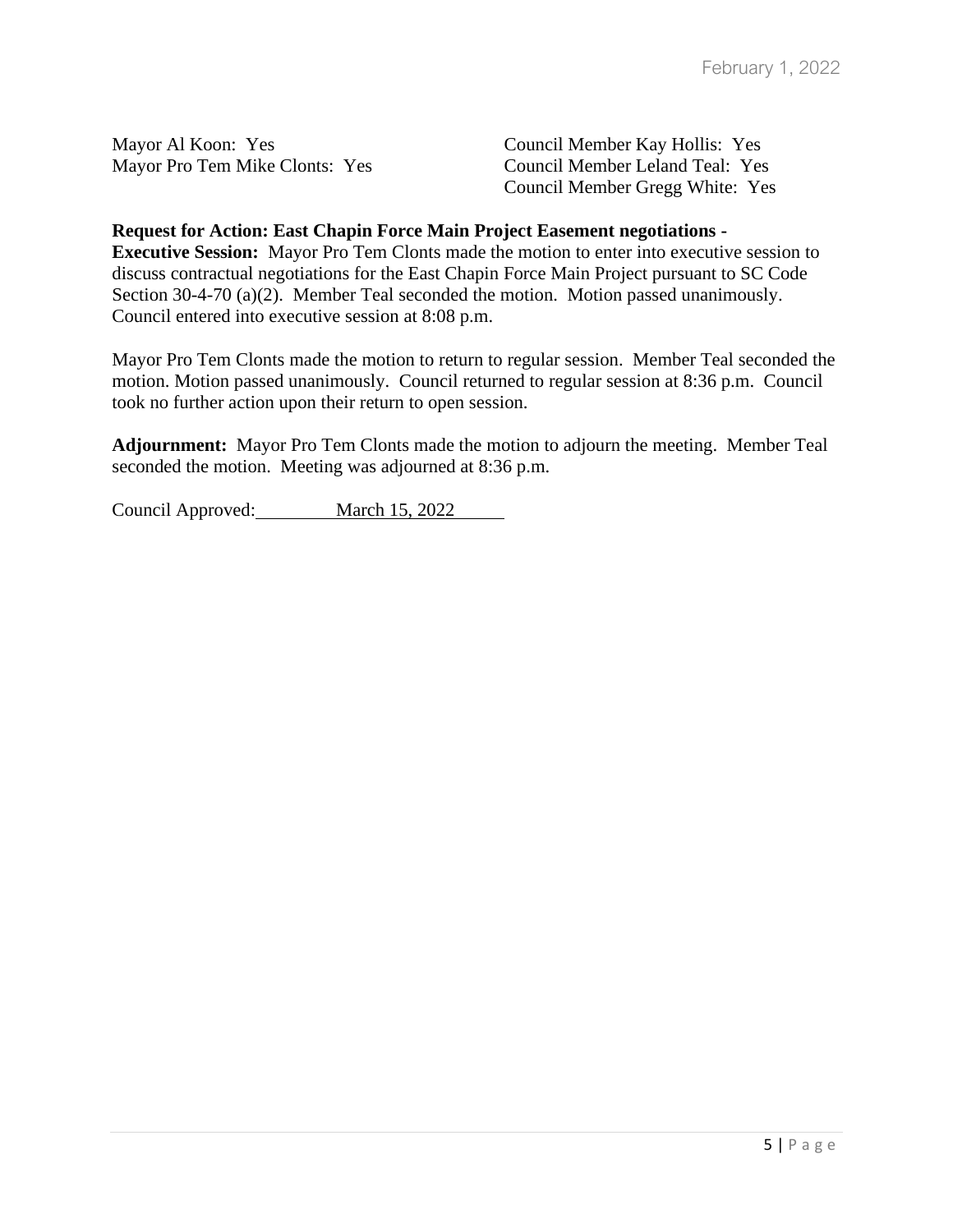Mayor Al Koon: Yes
Mayor Pro Tem Mike Clonts: Yes
Council Member Kay Hollis: Yes
Council Member Leland Teal: Yes
Council Member Gregg White: Yes

**Request for Action: East Chapin Force Main Project Easement negotiations -**
**Executive Session:** Mayor Pro Tem Clonts made the motion to enter into executive session to discuss contractual negotiations for the East Chapin Force Main Project pursuant to SC Code Section 30-4-70 (a)(2). Member Teal seconded the motion. Motion passed unanimously. Council entered into executive session at 8:08 p.m.

Mayor Pro Tem Clonts made the motion to return to regular session. Member Teal seconded the motion. Motion passed unanimously. Council returned to regular session at 8:36 p.m. Council took no further action upon their return to open session.

**Adjournment:** Mayor Pro Tem Clonts made the motion to adjourn the meeting. Member Teal seconded the motion. Meeting was adjourned at 8:36 p.m.

Council Approved: March 15, 2022